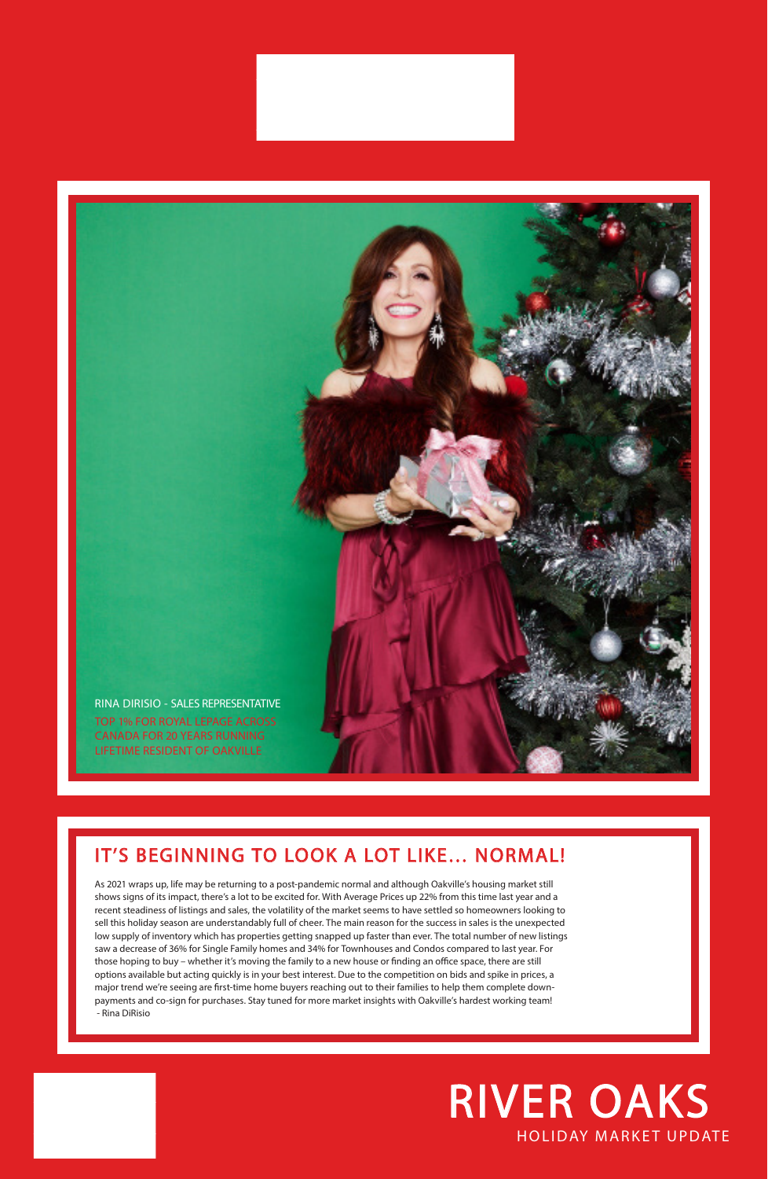RINA DIRISIO - SALES REPRESENTATIVE

TOP 1% FOR ROYAL LEPAGE ACROSS CANADA FOR 20 YEARS RUNNING

LIFETIME RESIDENT OF OAKVILLE

## IT'S BEGINNING TO LOOK A LOT LIKE... NORMAL!

As 2021 wraps up, life may be returning to a post-pandemic normal and although Oakville's housing market still shows signs of its impact, there's a lot to be excited for. With Average Prices up 22% from this time last year and a recent steadiness of listings and sales, the volatility of the market seems to have settled so homeowners looking to sell this holiday season are understandably full of cheer. The main reason for the success in sales is the unexpected low supply of inventory which has properties getting snapped up faster than ever. The total number of new listings saw a decrease of 36% for Single Family homes and 34% for Townhouses and Condos compared to last year. For those hoping to buy – whether it's moving the family to a new house or finding an office space, there are still options available but acting quickly is in your best interest. Due to the competition on bids and spike in prices, a major trend we're seeing are first-time home buyers reaching out to their families to help them complete down-payments and co-sign for purchases. Stay tuned for more market insights with Oakville's hardest working team!
- Rina DiRisio

# RIVER OAKS

HOLIDAY MARKET UPDATE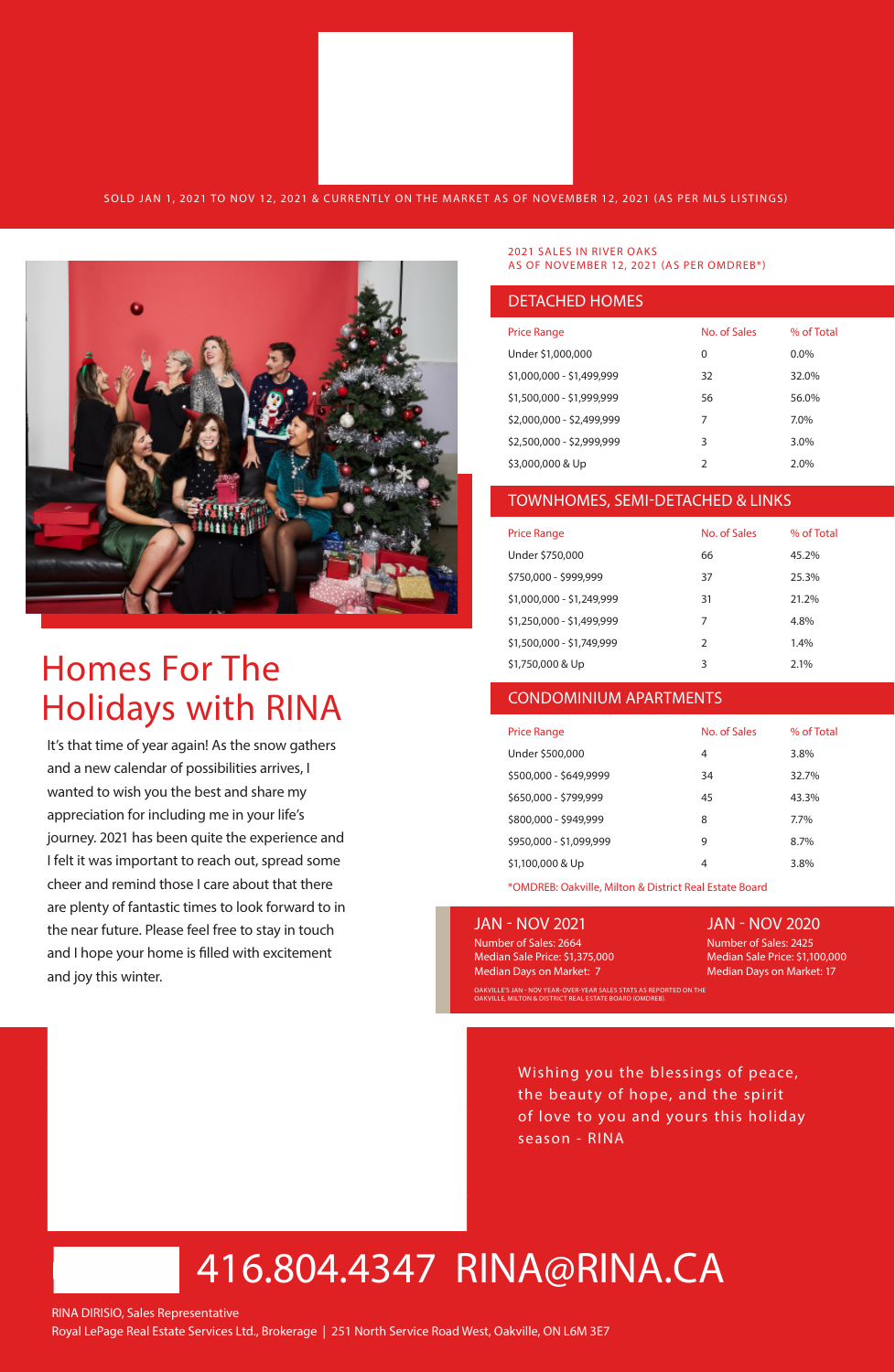SOLD JAN 1, 2021 TO NOV 12, 2021 & CURRENTLY ON THE MARKET AS OF NOVEMBER 12, 2021 (AS PER MLS LISTINGS)

# Homes For The Holidays with RINA

It's that time of year again! As the snow gathers and a new calendar of possibilities arrives, I wanted to wish you the best and share my appreciation for including me in your life's journey. 2021 has been quite the experience and I felt it was important to reach out, spread some cheer and remind those I care about that there are plenty of fantastic times to look forward to in the near future. Please feel free to stay in touch and I hope your home is filled with excitement and joy this winter.

2021 SALES IN RIVER OAKS
AS OF NOVEMBER 12, 2021 (AS PER OMDREB*)

## DETACHED HOMES

| Price Range | No. of Sales | % of Total |
|---|---|---|
| Under $1,000,000 | 0 | 0.0% |
| $1,000,000 - $1,499,999 | 32 | 32.0% |
| $1,500,000 - $1,999,999 | 56 | 56.0% |
| $2,000,000 - $2,499,999 | 7 | 7.0% |
| $2,500,000 - $2,999,999 | 3 | 3.0% |
| $3,000,000 & Up | 2 | 2.0% |

## TOWNHOMES, SEMI-DETACHED & LINKS

| Price Range | No. of Sales | % of Total |
|---|---|---|
| Under $750,000 | 66 | 45.2% |
| $750,000 - $999,999 | 37 | 25.3% |
| $1,000,000 - $1,249,999 | 31 | 21.2% |
| $1,250,000 - $1,499,999 | 7 | 4.8% |
| $1,500,000 - $1,749,999 | 2 | 1.4% |
| $1,750,000 & Up | 3 | 2.1% |

## CONDOMINIUM APARTMENTS

| Price Range | No. of Sales | % of Total |
|---|---|---|
| Under $500,000 | 4 | 3.8% |
| $500,000 - $649,9999 | 34 | 32.7% |
| $650,000 - $799,999 | 45 | 43.3% |
| $800,000 - $949,999 | 8 | 7.7% |
| $950,000 - $1,099,999 | 9 | 8.7% |
| $1,100,000 & Up | 4 | 3.8% |

*OMDREB: Oakville, Milton & District Real Estate Board

### JAN - NOV 2021

Number of Sales: 2664
Median Sale Price: $1,375,000
Median Days on Market: 7

### JAN - NOV 2020

Number of Sales: 2425
Median Sale Price: $1,100,000
Median Days on Market: 17

OAKVILLE'S JAN - NOV YEAR-OVER-YEAR SALES STATS AS REPORTED ON THE OAKVILLE, MILTON & DISTRICT REAL ESTATE BOARD (OMDREB).

Wishing you the blessings of peace, the beauty of hope, and the spirit of love to you and yours this holiday season - RINA

416.804.4347 RINA@RINA.CA

RINA DIRISIO, Sales Representative
Royal LePage Real Estate Services Ltd., Brokerage | 251 North Service Road West, Oakville, ON L6M 3E7